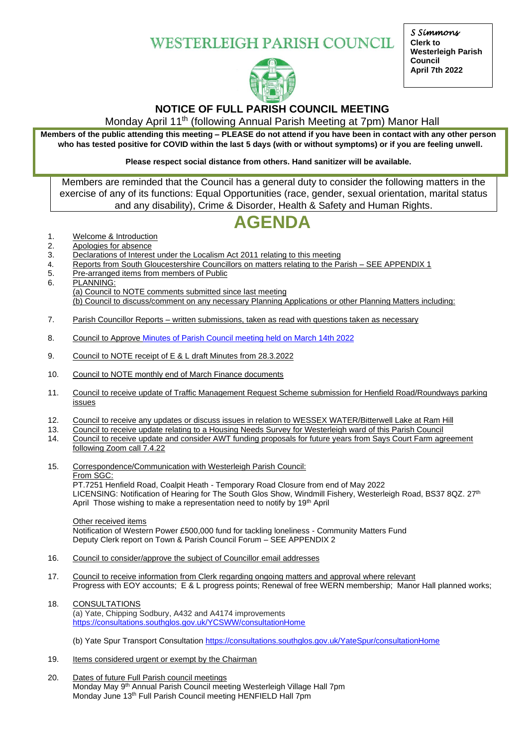# WESTERLEIGH PARISH COUNCIL

*S Simmons*
**Clerk to Westerleigh Parish Council**
**April 7th 2022**

## NOTICE OF FULL PARISH COUNCIL MEETING

Monday April 11th (following Annual Parish Meeting at 7pm) Manor Hall

**Members of the public attending this meeting – PLEASE do not attend if you have been in contact with any other person who has tested positive for COVID within the last 5 days (with or without symptoms) or if you are feeling unwell.**

**Please respect social distance from others. Hand sanitizer will be available.**

Members are reminded that the Council has a general duty to consider the following matters in the exercise of any of its functions: Equal Opportunities (race, gender, sexual orientation, marital status and any disability), Crime & Disorder, Health & Safety and Human Rights.

# AGENDA

1. Welcome & Introduction
2. Apologies for absence
3. Declarations of Interest under the Localism Act 2011 relating to this meeting
4. Reports from South Gloucestershire Councillors on matters relating to the Parish – SEE APPENDIX 1
5. Pre-arranged items from members of Public
6. PLANNING:
   (a) Council to NOTE comments submitted since last meeting
   (b) Council to discuss/comment on any necessary Planning Applications or other Planning Matters including:
7. Parish Councillor Reports – written submissions, taken as read with questions taken as necessary
8. Council to Approve Minutes of Parish Council meeting held on March 14th 2022
9. Council to NOTE receipt of E & L draft Minutes from 28.3.2022
10. Council to NOTE monthly end of March Finance documents
11. Council to receive update of Traffic Management Request Scheme submission for Henfield Road/Roundways parking issues
12. Council to receive any updates or discuss issues in relation to WESSEX WATER/Bitterwell Lake at Ram Hill
13. Council to receive update relating to a Housing Needs Survey for Westerleigh ward of this Parish Council
14. Council to receive update and consider AWT funding proposals for future years from Says Court Farm agreement following Zoom call 7.4.22
15. Correspondence/Communication with Westerleigh Parish Council:
    From SGC:
    PT.7251 Henfield Road, Coalpit Heath - Temporary Road Closure from end of May 2022
    LICENSING: Notification of Hearing for The South Glos Show, Windmill Fishery, Westerleigh Road, BS37 8QZ. 27th April Those wishing to make a representation need to notify by 19th April

    Other received items
    Notification of Western Power £500,000 fund for tackling loneliness - Community Matters Fund
    Deputy Clerk report on Town & Parish Council Forum – SEE APPENDIX 2
16. Council to consider/approve the subject of Councillor email addresses
17. Council to receive information from Clerk regarding ongoing matters and approval where relevant
    Progress with EOY accounts; E & L progress points; Renewal of free WERN membership; Manor Hall planned works;
18. CONSULTATIONS
    (a) Yate, Chipping Sodbury, A432 and A4174 improvements
    https://consultations.southglos.gov.uk/YCSWW/consultationHome

    (b) Yate Spur Transport Consultation https://consultations.southglos.gov.uk/YateSpur/consultationHome
19. Items considered urgent or exempt by the Chairman
20. Dates of future Full Parish council meetings
    Monday May 9th Annual Parish Council meeting Westerleigh Village Hall 7pm
    Monday June 13th Full Parish Council meeting HENFIELD Hall 7pm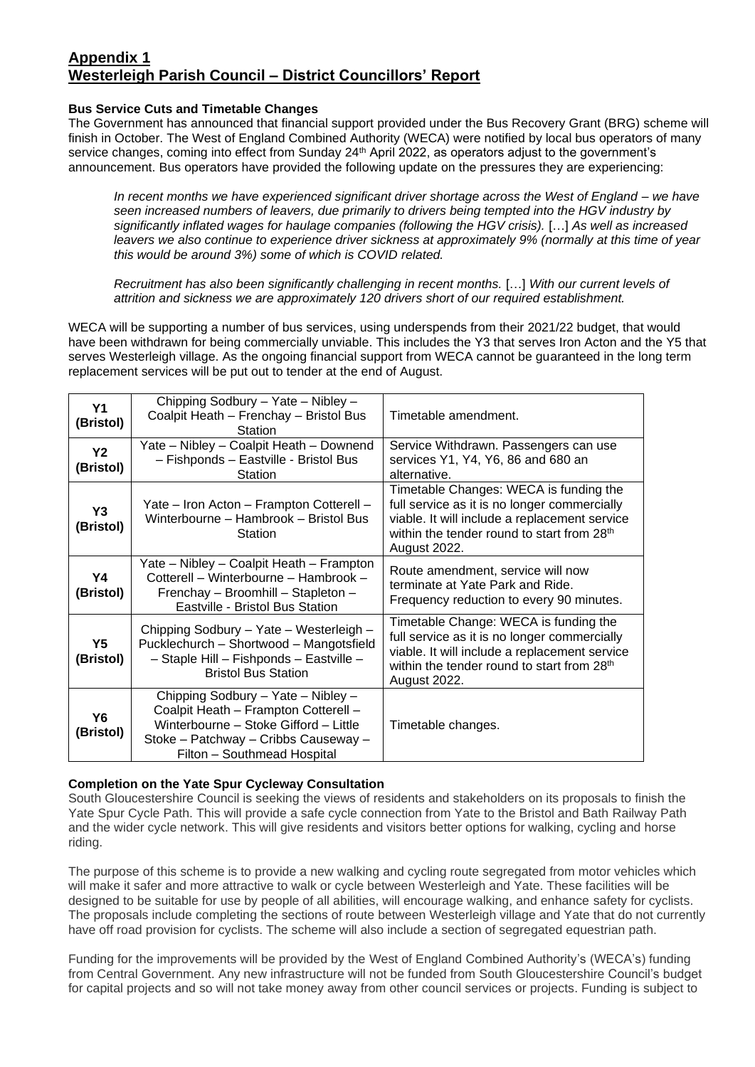# Appendix 1
## Westerleigh Parish Council – District Councillors' Report

**Bus Service Cuts and Timetable Changes**

The Government has announced that financial support provided under the Bus Recovery Grant (BRG) scheme will finish in October. The West of England Combined Authority (WECA) were notified by local bus operators of many service changes, coming into effect from Sunday 24th April 2022, as operators adjust to the government's announcement. Bus operators have provided the following update on the pressures they are experiencing:

> *In recent months we have experienced significant driver shortage across the West of England – we have seen increased numbers of leavers, due primarily to drivers being tempted into the HGV industry by significantly inflated wages for haulage companies (following the HGV crisis).* […] *As well as increased leavers we also continue to experience driver sickness at approximately 9% (normally at this time of year this would be around 3%) some of which is COVID related.*
>
> *Recruitment has also been significantly challenging in recent months.* […] *With our current levels of attrition and sickness we are approximately 120 drivers short of our required establishment.*

WECA will be supporting a number of bus services, using underspends from their 2021/22 budget, that would have been withdrawn for being commercially unviable. This includes the Y3 that serves Iron Acton and the Y5 that serves Westerleigh village. As the ongoing financial support from WECA cannot be guaranteed in the long term replacement services will be put out to tender at the end of August.

| | | |
|---|---|---|
| **Y1 (Bristol)** | Chipping Sodbury – Yate – Nibley – Coalpit Heath – Frenchay – Bristol Bus Station | Timetable amendment. |
| **Y2 (Bristol)** | Yate – Nibley – Coalpit Heath – Downend – Fishponds – Eastville - Bristol Bus Station | Service Withdrawn. Passengers can use services Y1, Y4, Y6, 86 and 680 an alternative. |
| **Y3 (Bristol)** | Yate – Iron Acton – Frampton Cotterell – Winterbourne – Hambrook – Bristol Bus Station | Timetable Changes: WECA is funding the full service as it is no longer commercially viable. It will include a replacement service within the tender round to start from 28th August 2022. |
| **Y4 (Bristol)** | Yate – Nibley – Coalpit Heath – Frampton Cotterell – Winterbourne – Hambrook – Frenchay – Broomhill – Stapleton – Eastville - Bristol Bus Station | Route amendment, service will now terminate at Yate Park and Ride. Frequency reduction to every 90 minutes. |
| **Y5 (Bristol)** | Chipping Sodbury – Yate – Westerleigh – Pucklechurch – Shortwood – Mangotsfield – Staple Hill – Fishponds – Eastville – Bristol Bus Station | Timetable Change: WECA is funding the full service as it is no longer commercially viable. It will include a replacement service within the tender round to start from 28th August 2022. |
| **Y6 (Bristol)** | Chipping Sodbury – Yate – Nibley – Coalpit Heath – Frampton Cotterell – Winterbourne – Stoke Gifford – Little Stoke – Patchway – Cribbs Causeway – Filton – Southmead Hospital | Timetable changes. |

**Completion on the Yate Spur Cycleway Consultation**

South Gloucestershire Council is seeking the views of residents and stakeholders on its proposals to finish the Yate Spur Cycle Path. This will provide a safe cycle connection from Yate to the Bristol and Bath Railway Path and the wider cycle network. This will give residents and visitors better options for walking, cycling and horse riding.

The purpose of this scheme is to provide a new walking and cycling route segregated from motor vehicles which will make it safer and more attractive to walk or cycle between Westerleigh and Yate. These facilities will be designed to be suitable for use by people of all abilities, will encourage walking, and enhance safety for cyclists. The proposals include completing the sections of route between Westerleigh village and Yate that do not currently have off road provision for cyclists. The scheme will also include a section of segregated equestrian path.

Funding for the improvements will be provided by the West of England Combined Authority's (WECA's) funding from Central Government. Any new infrastructure will not be funded from South Gloucestershire Council's budget for capital projects and so will not take money away from other council services or projects. Funding is subject to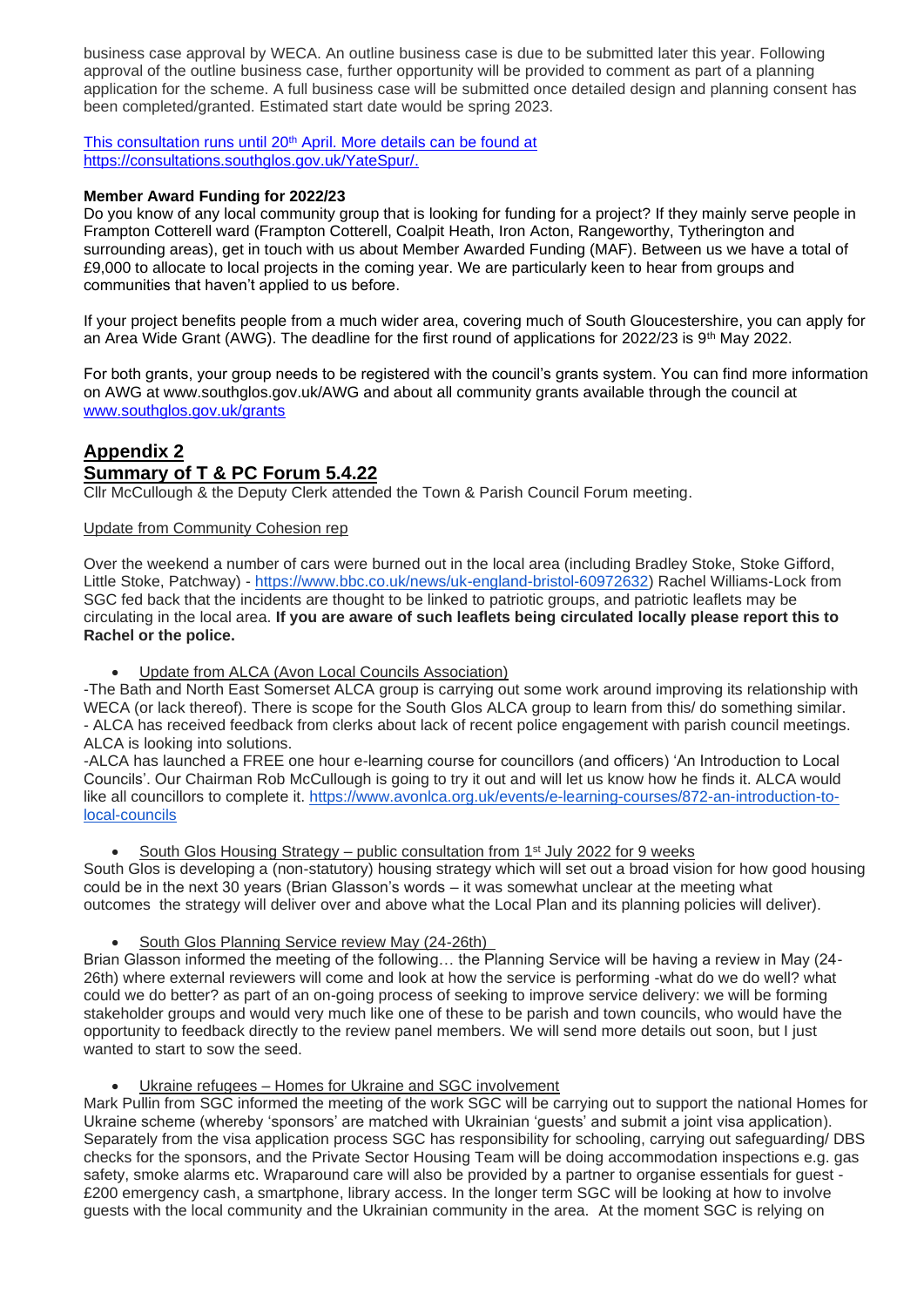business case approval by WECA. An outline business case is due to be submitted later this year. Following approval of the outline business case, further opportunity will be provided to comment as part of a planning application for the scheme. A full business case will be submitted once detailed design and planning consent has been completed/granted. Estimated start date would be spring 2023.

[This consultation runs until 20th April. More details can be found at https://consultations.southglos.gov.uk/YateSpur/.](https://consultations.southglos.gov.uk/YateSpur/)

**Member Award Funding for 2022/23**

Do you know of any local community group that is looking for funding for a project? If they mainly serve people in Frampton Cotterell ward (Frampton Cotterell, Coalpit Heath, Iron Acton, Rangeworthy, Tytherington and surrounding areas), get in touch with us about Member Awarded Funding (MAF). Between us we have a total of £9,000 to allocate to local projects in the coming year. We are particularly keen to hear from groups and communities that haven't applied to us before.

If your project benefits people from a much wider area, covering much of South Gloucestershire, you can apply for an Area Wide Grant (AWG). The deadline for the first round of applications for 2022/23 is 9th May 2022.

For both grants, your group needs to be registered with the council's grants system. You can find more information on AWG at www.southglos.gov.uk/AWG and about all community grants available through the council at [www.southglos.gov.uk/grants](http://www.southglos.gov.uk/grants)

## Appendix 2
## Summary of T & PC Forum 5.4.22

Cllr McCullough & the Deputy Clerk attended the Town & Parish Council Forum meeting.

Update from Community Cohesion rep

Over the weekend a number of cars were burned out in the local area (including Bradley Stoke, Stoke Gifford, Little Stoke, Patchway) - [https://www.bbc.co.uk/news/uk-england-bristol-60972632](https://www.bbc.co.uk/news/uk-england-bristol-60972632)) Rachel Williams-Lock from SGC fed back that the incidents are thought to be linked to patriotic groups, and patriotic leaflets may be circulating in the local area. **If you are aware of such leaflets being circulated locally please report this to Rachel or the police.**

- Update from ALCA (Avon Local Councils Association)

-The Bath and North East Somerset ALCA group is carrying out some work around improving its relationship with WECA (or lack thereof). There is scope for the South Glos ALCA group to learn from this/ do something similar.
- ALCA has received feedback from clerks about lack of recent police engagement with parish council meetings. ALCA is looking into solutions.
-ALCA has launched a FREE one hour e-learning course for councillors (and officers) 'An Introduction to Local Councils'. Our Chairman Rob McCullough is going to try it out and will let us know how he finds it. ALCA would like all councillors to complete it. [https://www.avonlca.org.uk/events/e-learning-courses/872-an-introduction-to-local-councils](https://www.avonlca.org.uk/events/e-learning-courses/872-an-introduction-to-local-councils)

- South Glos Housing Strategy – public consultation from 1st July 2022 for 9 weeks

South Glos is developing a (non-statutory) housing strategy which will set out a broad vision for how good housing could be in the next 30 years (Brian Glasson's words – it was somewhat unclear at the meeting what outcomes the strategy will deliver over and above what the Local Plan and its planning policies will deliver).

- South Glos Planning Service review May (24-26th)

Brian Glasson informed the meeting of the following… the Planning Service will be having a review in May (24-26th) where external reviewers will come and look at how the service is performing -what do we do well? what could we do better? as part of an on-going process of seeking to improve service delivery: we will be forming stakeholder groups and would very much like one of these to be parish and town councils, who would have the opportunity to feedback directly to the review panel members. We will send more details out soon, but I just wanted to start to sow the seed.

- Ukraine refugees – Homes for Ukraine and SGC involvement

Mark Pullin from SGC informed the meeting of the work SGC will be carrying out to support the national Homes for Ukraine scheme (whereby 'sponsors' are matched with Ukrainian 'guests' and submit a joint visa application). Separately from the visa application process SGC has responsibility for schooling, carrying out safeguarding/ DBS checks for the sponsors, and the Private Sector Housing Team will be doing accommodation inspections e.g. gas safety, smoke alarms etc. Wraparound care will also be provided by a partner to organise essentials for guest - £200 emergency cash, a smartphone, library access. In the longer term SGC will be looking at how to involve guests with the local community and the Ukrainian community in the area. At the moment SGC is relying on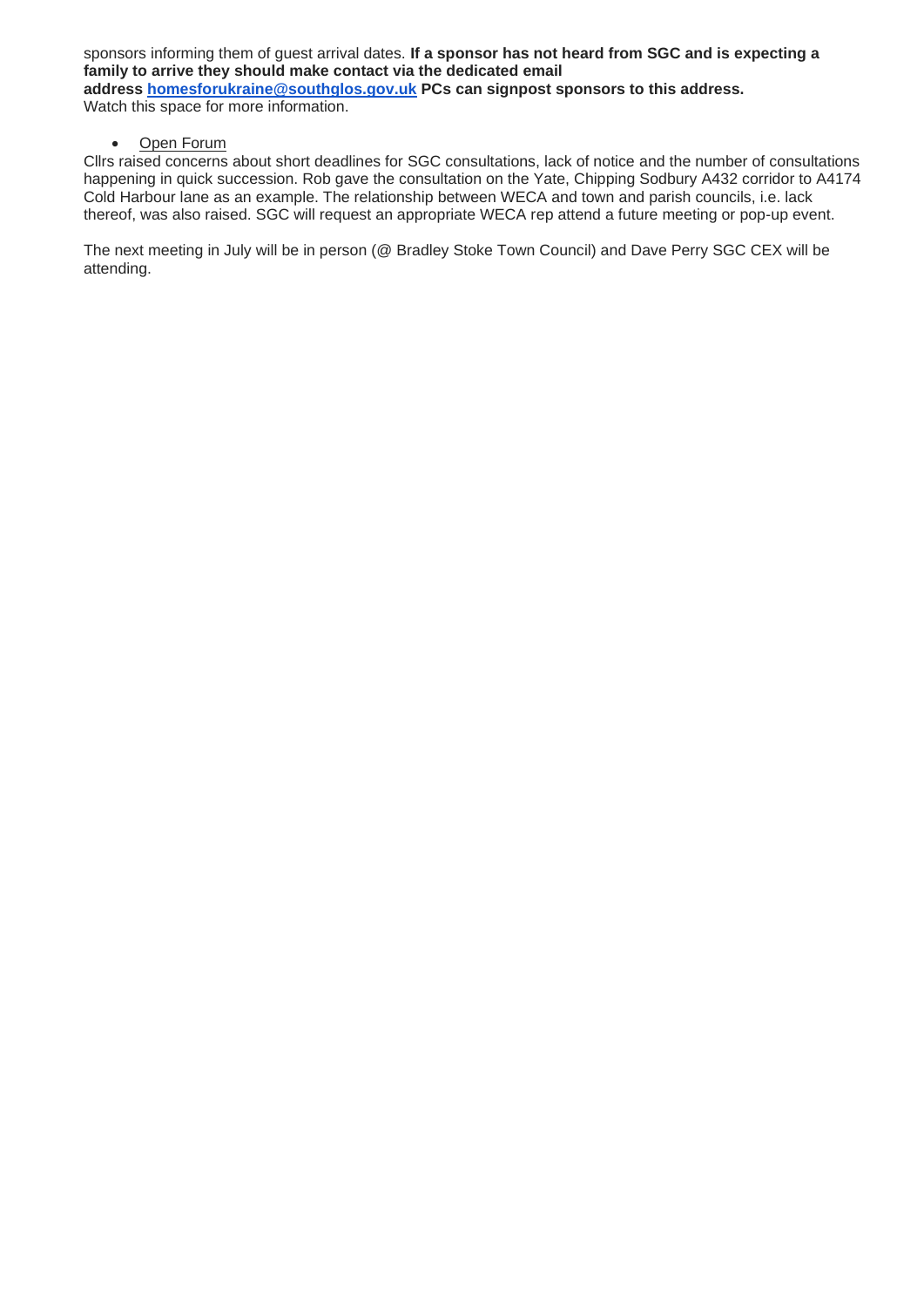sponsors informing them of guest arrival dates. **If a sponsor has not heard from SGC and is expecting a family to arrive they should make contact via the dedicated email address [homesforukraine@southglos.gov.uk](mailto:homesforukraine@southglos.gov.uk) PCs can signpost sponsors to this address.**
Watch this space for more information.

- Open Forum

Cllrs raised concerns about short deadlines for SGC consultations, lack of notice and the number of consultations happening in quick succession. Rob gave the consultation on the Yate, Chipping Sodbury A432 corridor to A4174 Cold Harbour lane as an example. The relationship between WECA and town and parish councils, i.e. lack thereof, was also raised. SGC will request an appropriate WECA rep attend a future meeting or pop-up event.

The next meeting in July will be in person (@ Bradley Stoke Town Council) and Dave Perry SGC CEX will be attending.